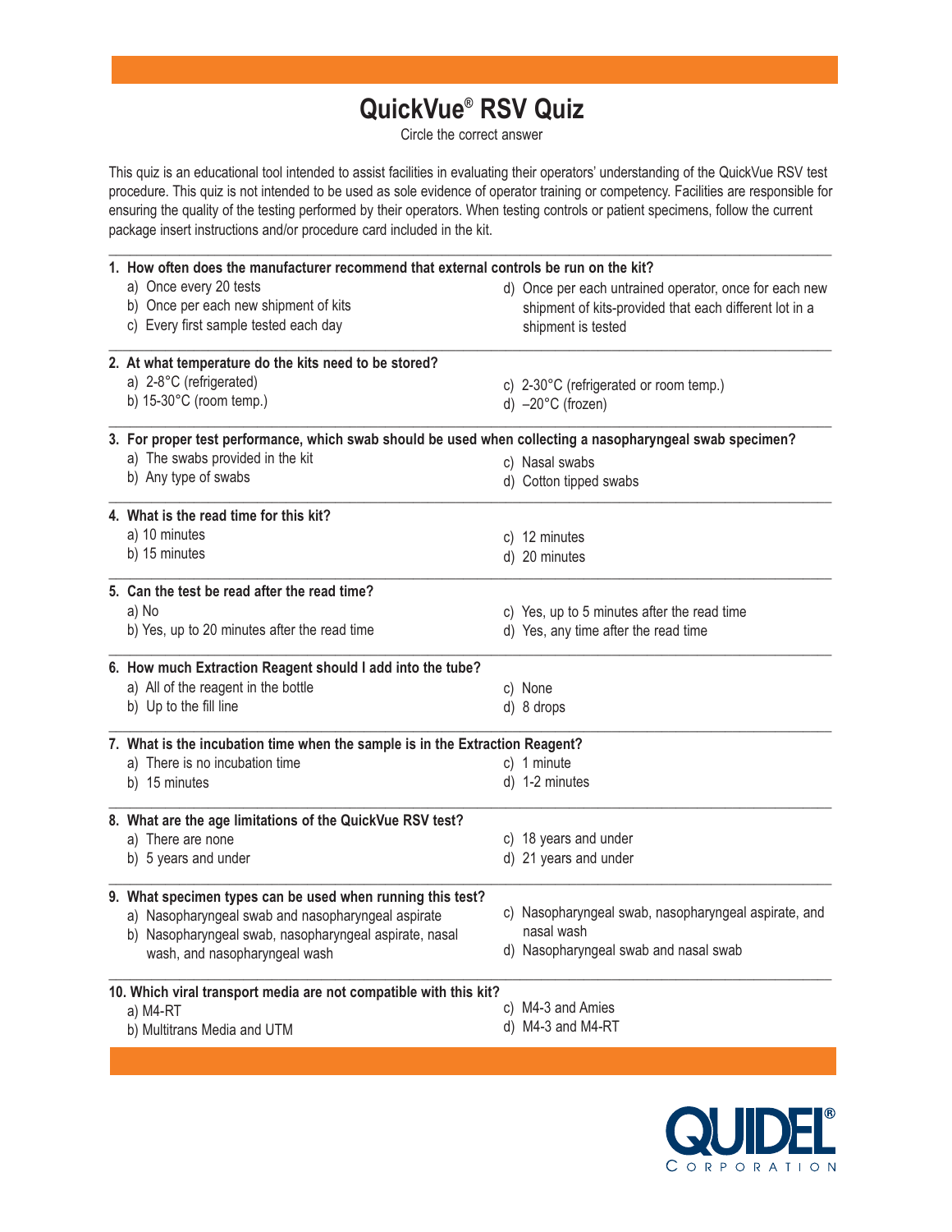# QuickVue® RSV Quiz

Circle the correct answer

This quiz is an educational tool intended to assist facilities in evaluating their operators' understanding of the QuickVue RSV test procedure. This quiz is not intended to be used as sole evidence of operator training or competency. Facilities are responsible for ensuring the quality of the testing performed by their operators. When testing controls or patient specimens, follow the current package insert instructions and/or procedure card included in the kit.

---

**1. How often does the manufacturer recommend that external controls be run on the kit?**

a) Once every 20 tests
b) Once per each new shipment of kits
c) Every first sample tested each day
d) Once per each untrained operator, once for each new shipment of kits-provided that each different lot in a shipment is tested

---

**2. At what temperature do the kits need to be stored?**

a) 2-8°C (refrigerated)
b) 15-30°C (room temp.)
c) 2-30°C (refrigerated or room temp.)
d) –20°C (frozen)

---

**3. For proper test performance, which swab should be used when collecting a nasopharyngeal swab specimen?**

a) The swabs provided in the kit
b) Any type of swabs
c) Nasal swabs
d) Cotton tipped swabs

---

**4. What is the read time for this kit?**

a) 10 minutes
b) 15 minutes
c) 12 minutes
d) 20 minutes

---

**5. Can the test be read after the read time?**

a) No
b) Yes, up to 20 minutes after the read time
c) Yes, up to 5 minutes after the read time
d) Yes, any time after the read time

---

**6. How much Extraction Reagent should I add into the tube?**

a) All of the reagent in the bottle
b) Up to the fill line
c) None
d) 8 drops

---

**7. What is the incubation time when the sample is in the Extraction Reagent?**

a) There is no incubation time
b) 15 minutes
c) 1 minute
d) 1-2 minutes

---

**8. What are the age limitations of the QuickVue RSV test?**

a) There are none
b) 5 years and under
c) 18 years and under
d) 21 years and under

---

**9. What specimen types can be used when running this test?**

a) Nasopharyngeal swab and nasopharyngeal aspirate
b) Nasopharyngeal swab, nasopharyngeal aspirate, nasal wash, and nasopharyngeal wash
c) Nasopharyngeal swab, nasopharyngeal aspirate, and nasal wash
d) Nasopharyngeal swab and nasal swab

---

**10. Which viral transport media are not compatible with this kit?**

a) M4-RT
b) Multitrans Media and UTM
c) M4-3 and Amies
d) M4-3 and M4-RT

QUIDEL® CORPORATION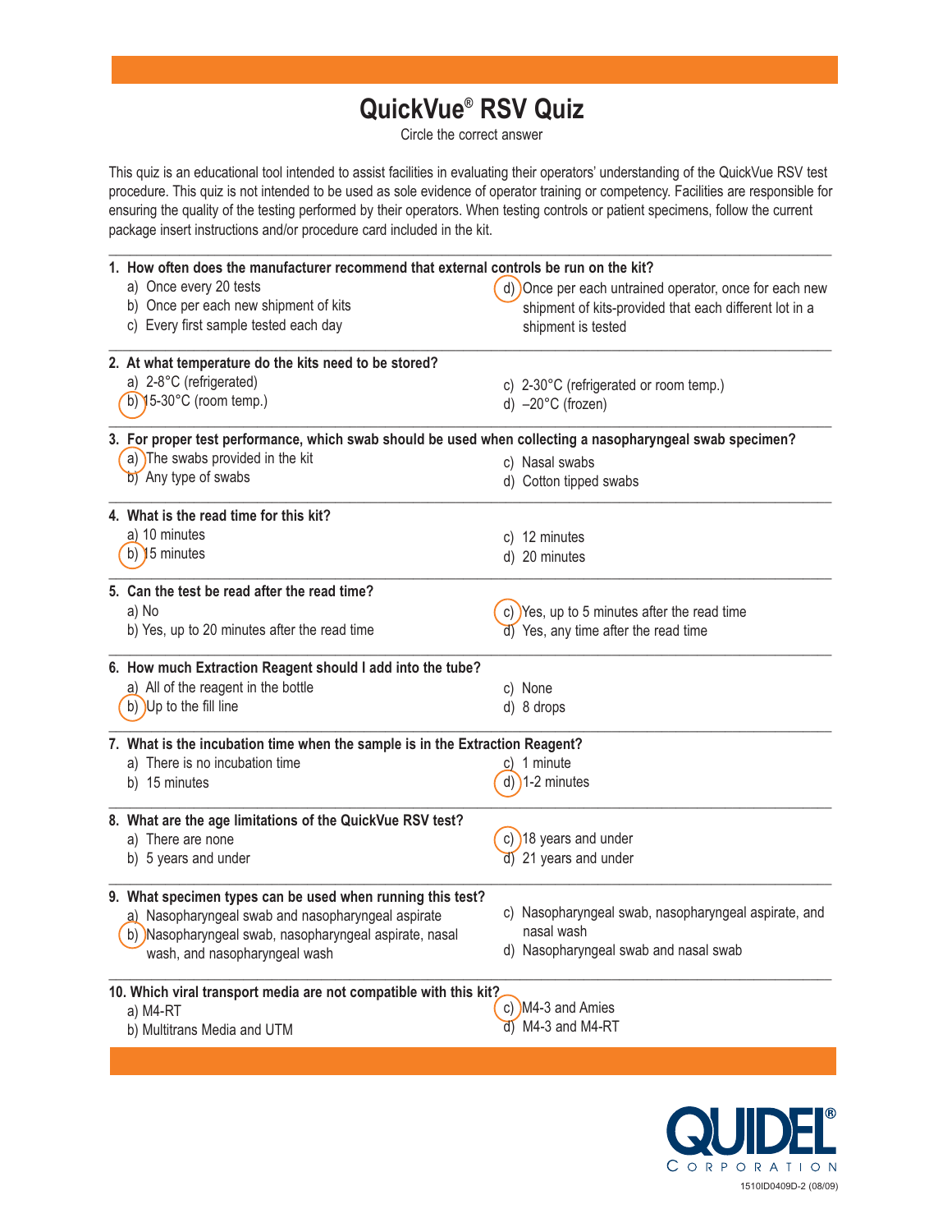# QuickVue® RSV Quiz

Circle the correct answer

This quiz is an educational tool intended to assist facilities in evaluating their operators' understanding of the QuickVue RSV test procedure. This quiz is not intended to be used as sole evidence of operator training or competency. Facilities are responsible for ensuring the quality of the testing performed by their operators. When testing controls or patient specimens, follow the current package insert instructions and/or procedure card included in the kit.

---

**1. How often does the manufacturer recommend that external controls be run on the kit?**

a) Once every 20 tests
b) Once per each new shipment of kits
c) Every first sample tested each day
d) Once per each untrained operator, once for each new shipment of kits-provided that each different lot in a shipment is tested (circled)

---

**2. At what temperature do the kits need to be stored?**

a) 2-8°C (refrigerated)
b) 15-30°C (room temp.) (circled)
c) 2-30°C (refrigerated or room temp.)
d) –20°C (frozen)

---

**3. For proper test performance, which swab should be used when collecting a nasopharyngeal swab specimen?**

a) The swabs provided in the kit (circled)
b) Any type of swabs
c) Nasal swabs
d) Cotton tipped swabs

---

**4. What is the read time for this kit?**

a) 10 minutes
b) 15 minutes (circled)
c) 12 minutes
d) 20 minutes

---

**5. Can the test be read after the read time?**

a) No
b) Yes, up to 20 minutes after the read time
c) Yes, up to 5 minutes after the read time (circled)
d) Yes, any time after the read time

---

**6. How much Extraction Reagent should I add into the tube?**

a) All of the reagent in the bottle
b) Up to the fill line (circled)
c) None
d) 8 drops

---

**7. What is the incubation time when the sample is in the Extraction Reagent?**

a) There is no incubation time
b) 15 minutes
c) 1 minute
d) 1-2 minutes (circled)

---

**8. What are the age limitations of the QuickVue RSV test?**

a) There are none
b) 5 years and under
c) 18 years and under (circled)
d) 21 years and under

---

**9. What specimen types can be used when running this test?**

a) Nasopharyngeal swab and nasopharyngeal aspirate
b) Nasopharyngeal swab, nasopharyngeal aspirate, nasal wash, and nasopharyngeal wash (circled)
c) Nasopharyngeal swab, nasopharyngeal aspirate, and nasal wash
d) Nasopharyngeal swab and nasal swab

---

**10. Which viral transport media are not compatible with this kit?**

a) M4-RT
b) Multitrans Media and UTM
c) M4-3 and Amies (circled)
d) M4-3 and M4-RT

---

QUIDEL® CORPORATION

1510ID0409D-2 (08/09)